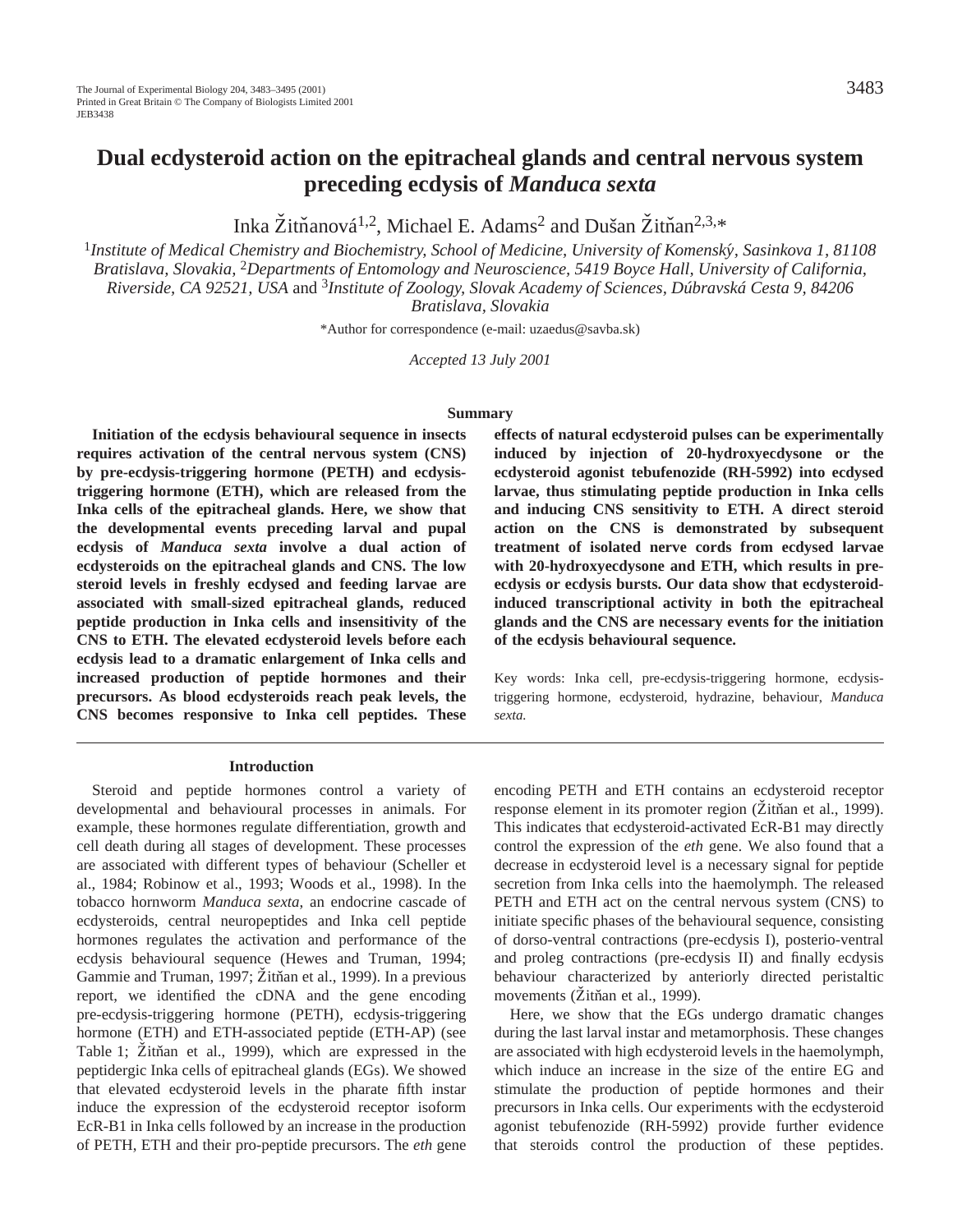# Dual ecdysteroid action on the epitracheal glands and central nervous system preceding ecdysis of *Manduca sexta*

Inka Žitňanová[1,2], Michael E. Adams[2] and Dušan Žitňan[2,3,*]

[1]*Institute of Medical Chemistry and Biochemistry, School of Medicine, University of Komenský, Sasinkova 1, 81108 Bratislava, Slovakia,* [2]*Departments of Entomology and Neuroscience, 5419 Boyce Hall, University of California, Riverside, CA 92521, USA* and [3]*Institute of Zoology, Slovak Academy of Sciences, Dúbravská Cesta 9, 84206 Bratislava, Slovakia*

*Author for correspondence (e-mail: uzaedus@savba.sk)

*Accepted 13 July 2001*

## Summary

**Initiation of the ecdysis behavioural sequence in insects requires activation of the central nervous system (CNS) by pre-ecdysis-triggering hormone (PETH) and ecdysis-triggering hormone (ETH), which are released from the Inka cells of the epitracheal glands. Here, we show that the developmental events preceding larval and pupal ecdysis of *Manduca sexta* involve a dual action of ecdysteroids on the epitracheal glands and CNS. The low steroid levels in freshly ecdysed and feeding larvae are associated with small-sized epitracheal glands, reduced peptide production in Inka cells and insensitivity of the CNS to ETH. The elevated ecdysteroid levels before each ecdysis lead to a dramatic enlargement of Inka cells and increased production of peptide hormones and their precursors. As blood ecdysteroids reach peak levels, the CNS becomes responsive to Inka cell peptides. These effects of natural ecdysteroid pulses can be experimentally induced by injection of 20-hydroxyecdysone or the ecdysteroid agonist tebufenozide (RH-5992) into ecdysed larvae, thus stimulating peptide production in Inka cells and inducing CNS sensitivity to ETH. A direct steroid action on the CNS is demonstrated by subsequent treatment of isolated nerve cords from ecdysed larvae with 20-hydroxyecdysone and ETH, which results in pre-ecdysis or ecdysis bursts. Our data show that ecdysteroid-induced transcriptional activity in both the epitracheal glands and the CNS are necessary events for the initiation of the ecdysis behavioural sequence.**

Key words: Inka cell, pre-ecdysis-triggering hormone, ecdysis-triggering hormone, ecdysteroid, hydrazine, behaviour, *Manduca sexta.*

## Introduction

Steroid and peptide hormones control a variety of developmental and behavioural processes in animals. For example, these hormones regulate differentiation, growth and cell death during all stages of development. These processes are associated with different types of behaviour (Scheller et al., 1984; Robinow et al., 1993; Woods et al., 1998). In the tobacco hornworm *Manduca sexta*, an endocrine cascade of ecdysteroids, central neuropeptides and Inka cell peptide hormones regulates the activation and performance of the ecdysis behavioural sequence (Hewes and Truman, 1994; Gammie and Truman, 1997; Žitňan et al., 1999). In a previous report, we identified the cDNA and the gene encoding pre-ecdysis-triggering hormone (PETH), ecdysis-triggering hormone (ETH) and ETH-associated peptide (ETH-AP) (see Table 1; Žitňan et al., 1999), which are expressed in the peptidergic Inka cells of epitracheal glands (EGs). We showed that elevated ecdysteroid levels in the pharate fifth instar induce the expression of the ecdysteroid receptor isoform EcR-B1 in Inka cells followed by an increase in the production of PETH, ETH and their pro-peptide precursors. The *eth* gene encoding PETH and ETH contains an ecdysteroid receptor response element in its promoter region (Žitňan et al., 1999). This indicates that ecdysteroid-activated EcR-B1 may directly control the expression of the *eth* gene. We also found that a decrease in ecdysteroid level is a necessary signal for peptide secretion from Inka cells into the haemolymph. The released PETH and ETH act on the central nervous system (CNS) to initiate specific phases of the behavioural sequence, consisting of dorso-ventral contractions (pre-ecdysis I), posterio-ventral and proleg contractions (pre-ecdysis II) and finally ecdysis behaviour characterized by anteriorly directed peristaltic movements (Žitňan et al., 1999).

Here, we show that the EGs undergo dramatic changes during the last larval instar and metamorphosis. These changes are associated with high ecdysteroid levels in the haemolymph, which induce an increase in the size of the entire EG and stimulate the production of peptide hormones and their precursors in Inka cells. Our experiments with the ecdysteroid agonist tebufenozide (RH-5992) provide further evidence that steroids control the production of these peptides.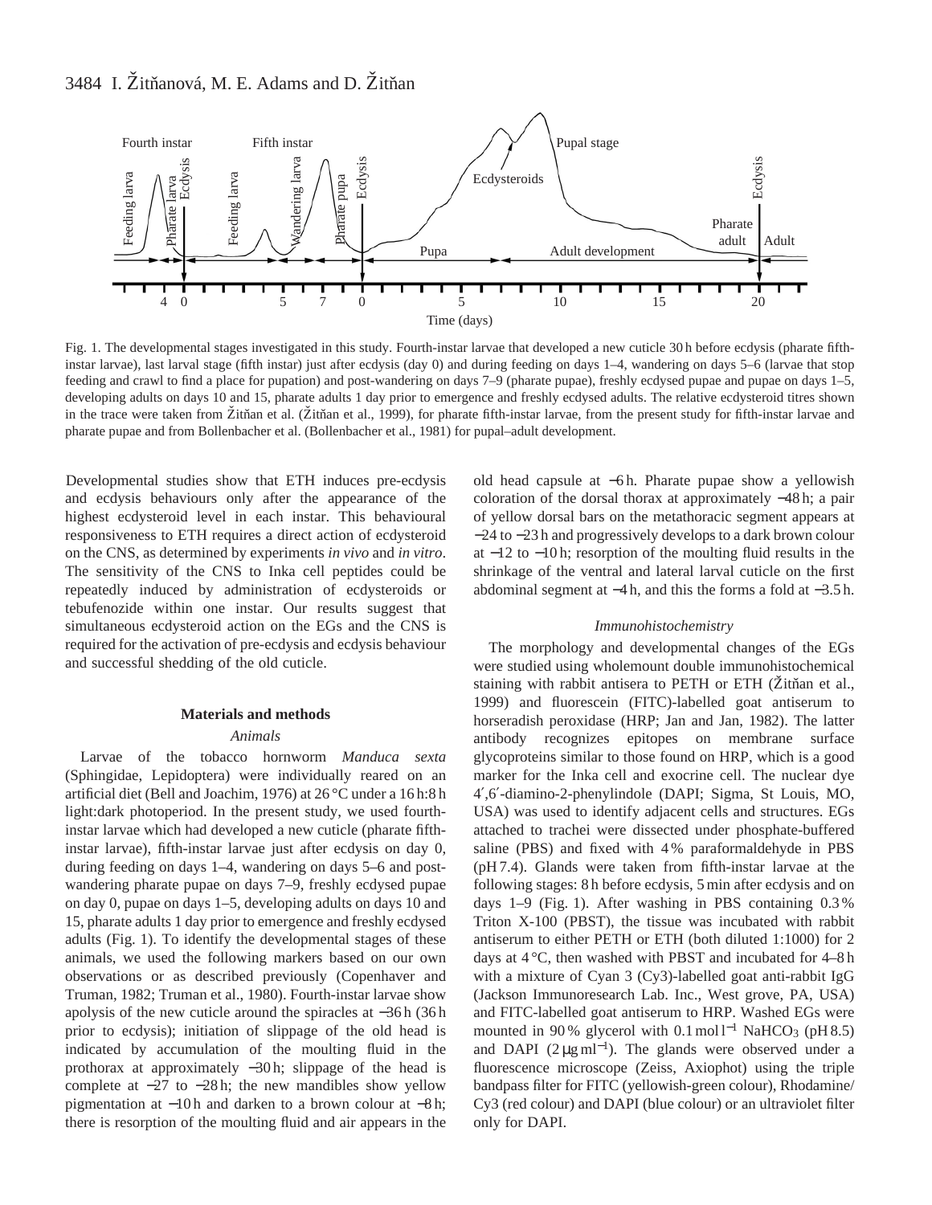Fig. 1. The developmental stages investigated in this study. Fourth-instar larvae that developed a new cuticle 30 h before ecdysis (pharate fifth-instar larvae), last larval stage (fifth instar) just after ecdysis (day 0) and during feeding on days 1–4, wandering on days 5–6 (larvae that stop feeding and crawl to find a place for pupation) and post-wandering on days 7–9 (pharate pupae), freshly ecdysed pupae and pupae on days 1–5, developing adults on days 10 and 15, pharate adults 1 day prior to emergence and freshly ecdysed adults. The relative ecdysteroid titres shown in the trace were taken from Žitňan et al. (Žitňan et al., 1999), for pharate fifth-instar larvae, from the present study for fifth-instar larvae and pharate pupae and from Bollenbacher et al. (Bollenbacher et al., 1981) for pupal–adult development.

Developmental studies show that ETH induces pre-ecdysis and ecdysis behaviours only after the appearance of the highest ecdysteroid level in each instar. This behavioural responsiveness to ETH requires a direct action of ecdysteroid on the CNS, as determined by experiments *in vivo* and *in vitro*. The sensitivity of the CNS to Inka cell peptides could be repeatedly induced by administration of ecdysteroids or tebufenozide within one instar. Our results suggest that simultaneous ecdysteroid action on the EGs and the CNS is required for the activation of pre-ecdysis and ecdysis behaviour and successful shedding of the old cuticle.

## Materials and methods

### *Animals*

Larvae of the tobacco hornworm *Manduca sexta* (Sphingidae, Lepidoptera) were individually reared on an artificial diet (Bell and Joachim, 1976) at 26 °C under a 16 h:8 h light:dark photoperiod. In the present study, we used fourth-instar larvae which had developed a new cuticle (pharate fifth-instar larvae), fifth-instar larvae just after ecdysis on day 0, during feeding on days 1–4, wandering on days 5–6 and post-wandering pharate pupae on days 7–9, freshly ecdysed pupae on day 0, pupae on days 1–5, developing adults on days 10 and 15, pharate adults 1 day prior to emergence and freshly ecdysed adults (Fig. 1). To identify the developmental stages of these animals, we used the following markers based on our own observations or as described previously (Copenhaver and Truman, 1982; Truman et al., 1980). Fourth-instar larvae show apolysis of the new cuticle around the spiracles at −36 h (36 h prior to ecdysis); initiation of slippage of the old head is indicated by accumulation of the moulting fluid in the prothorax at approximately −30 h; slippage of the head is complete at −27 to −28 h; the new mandibles show yellow pigmentation at −10 h and darken to a brown colour at −8 h; there is resorption of the moulting fluid and air appears in the old head capsule at −6 h. Pharate pupae show a yellowish coloration of the dorsal thorax at approximately −48 h; a pair of yellow dorsal bars on the metathoracic segment appears at −24 to −23 h and progressively develops to a dark brown colour at −12 to −10 h; resorption of the moulting fluid results in the shrinkage of the ventral and lateral larval cuticle on the first abdominal segment at −4 h, and this the forms a fold at −3.5 h.

### *Immunohistochemistry*

The morphology and developmental changes of the EGs were studied using wholemount double immunohistochemical staining with rabbit antisera to PETH or ETH (Žitňan et al., 1999) and fluorescein (FITC)-labelled goat antiserum to horseradish peroxidase (HRP; Jan and Jan, 1982). The latter antibody recognizes epitopes on membrane surface glycoproteins similar to those found on HRP, which is a good marker for the Inka cell and exocrine cell. The nuclear dye 4′,6′-diamino-2-phenylindole (DAPI; Sigma, St Louis, MO, USA) was used to identify adjacent cells and structures. EGs attached to trachei were dissected under phosphate-buffered saline (PBS) and fixed with 4 % paraformaldehyde in PBS (pH 7.4). Glands were taken from fifth-instar larvae at the following stages: 8 h before ecdysis, 5 min after ecdysis and on days 1–9 (Fig. 1). After washing in PBS containing 0.3 % Triton X-100 (PBST), the tissue was incubated with rabbit antiserum to either PETH or ETH (both diluted 1:1000) for 2 days at 4 °C, then washed with PBST and incubated for 4–8 h with a mixture of Cyan 3 (Cy3)-labelled goat anti-rabbit IgG (Jackson Immunoresearch Lab. Inc., West grove, PA, USA) and FITC-labelled goat antiserum to HRP. Washed EGs were mounted in 90 % glycerol with 0.1 mol l$^{-1}$ $NaHCO_3$ (pH 8.5) and DAPI (2 μg ml$^{-1}$). The glands were observed under a fluorescence microscope (Zeiss, Axiophot) using the triple bandpass filter for FITC (yellowish-green colour), Rhodamine/Cy3 (red colour) and DAPI (blue colour) or an ultraviolet filter only for DAPI.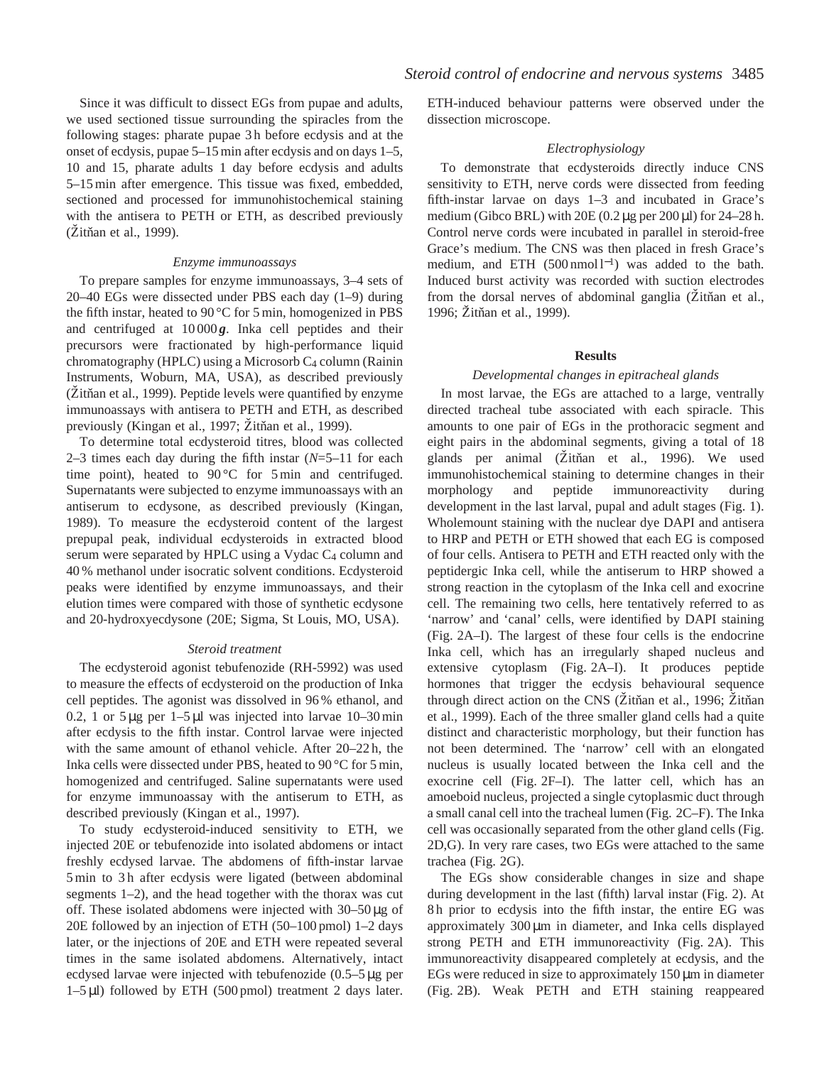Since it was difficult to dissect EGs from pupae and adults, we used sectioned tissue surrounding the spiracles from the following stages: pharate pupae 3 h before ecdysis and at the onset of ecdysis, pupae 5–15 min after ecdysis and on days 1–5, 10 and 15, pharate adults 1 day before ecdysis and adults 5–15 min after emergence. This tissue was fixed, embedded, sectioned and processed for immunohistochemical staining with the antisera to PETH or ETH, as described previously (Žitňan et al., 1999).

### *Enzyme immunoassays*

To prepare samples for enzyme immunoassays, 3–4 sets of 20–40 EGs were dissected under PBS each day (1–9) during the fifth instar, heated to 90 °C for 5 min, homogenized in PBS and centrifuged at 10 000 ***g***. Inka cell peptides and their precursors were fractionated by high-performance liquid chromatography (HPLC) using a Microsorb $C_4$ column (Rainin Instruments, Woburn, MA, USA), as described previously (Žitňan et al., 1999). Peptide levels were quantified by enzyme immunoassays with antisera to PETH and ETH, as described previously (Kingan et al., 1997; Žitňan et al., 1999).

To determine total ecdysteroid titres, blood was collected 2–3 times each day during the fifth instar (*N*=5–11 for each time point), heated to 90 °C for 5 min and centrifuged. Supernatants were subjected to enzyme immunoassays with an antiserum to ecdysone, as described previously (Kingan, 1989). To measure the ecdysteroid content of the largest prepupal peak, individual ecdysteroids in extracted blood serum were separated by HPLC using a Vydac $C_4$ column and 40 % methanol under isocratic solvent conditions. Ecdysteroid peaks were identified by enzyme immunoassays, and their elution times were compared with those of synthetic ecdysone and 20-hydroxyecdysone (20E; Sigma, St Louis, MO, USA).

### *Steroid treatment*

The ecdysteroid agonist tebufenozide (RH-5992) was used to measure the effects of ecdysteroid on the production of Inka cell peptides. The agonist was dissolved in 96 % ethanol, and 0.2, 1 or 5 μg per 1–5 μl was injected into larvae 10–30 min after ecdysis to the fifth instar. Control larvae were injected with the same amount of ethanol vehicle. After 20–22 h, the Inka cells were dissected under PBS, heated to 90 °C for 5 min, homogenized and centrifuged. Saline supernatants were used for enzyme immunoassay with the antiserum to ETH, as described previously (Kingan et al., 1997).

To study ecdysteroid-induced sensitivity to ETH, we injected 20E or tebufenozide into isolated abdomens or intact freshly ecdysed larvae. The abdomens of fifth-instar larvae 5 min to 3 h after ecdysis were ligated (between abdominal segments 1–2), and the head together with the thorax was cut off. These isolated abdomens were injected with 30–50 μg of 20E followed by an injection of ETH (50–100 pmol) 1–2 days later, or the injections of 20E and ETH were repeated several times in the same isolated abdomens. Alternatively, intact ecdysed larvae were injected with tebufenozide (0.5–5 μg per 1–5 μl) followed by ETH (500 pmol) treatment 2 days later. ETH-induced behaviour patterns were observed under the dissection microscope.

### *Electrophysiology*

To demonstrate that ecdysteroids directly induce CNS sensitivity to ETH, nerve cords were dissected from feeding fifth-instar larvae on days 1–3 and incubated in Grace's medium (Gibco BRL) with 20E (0.2 μg per 200 μl) for 24–28 h. Control nerve cords were incubated in parallel in steroid-free Grace's medium. The CNS was then placed in fresh Grace's medium, and ETH (500 nmol $l^{-1}$) was added to the bath. Induced burst activity was recorded with suction electrodes from the dorsal nerves of abdominal ganglia (Žitňan et al., 1996; Žitňan et al., 1999).

## Results

### *Developmental changes in epitracheal glands*

In most larvae, the EGs are attached to a large, ventrally directed tracheal tube associated with each spiracle. This amounts to one pair of EGs in the prothoracic segment and eight pairs in the abdominal segments, giving a total of 18 glands per animal (Žitňan et al., 1996). We used immunohistochemical staining to determine changes in their morphology and peptide immunoreactivity during development in the last larval, pupal and adult stages (Fig. 1). Wholemount staining with the nuclear dye DAPI and antisera to HRP and PETH or ETH showed that each EG is composed of four cells. Antisera to PETH and ETH reacted only with the peptidergic Inka cell, while the antiserum to HRP showed a strong reaction in the cytoplasm of the Inka cell and exocrine cell. The remaining two cells, here tentatively referred to as 'narrow' and 'canal' cells, were identified by DAPI staining (Fig. 2A–I). The largest of these four cells is the endocrine Inka cell, which has an irregularly shaped nucleus and extensive cytoplasm (Fig. 2A–I). It produces peptide hormones that trigger the ecdysis behavioural sequence through direct action on the CNS (Žitňan et al., 1996; Žitňan et al., 1999). Each of the three smaller gland cells had a quite distinct and characteristic morphology, but their function has not been determined. The 'narrow' cell with an elongated nucleus is usually located between the Inka cell and the exocrine cell (Fig. 2F–I). The latter cell, which has an amoeboid nucleus, projected a single cytoplasmic duct through a small canal cell into the tracheal lumen (Fig. 2C–F). The Inka cell was occasionally separated from the other gland cells (Fig. 2D,G). In very rare cases, two EGs were attached to the same trachea (Fig. 2G).

The EGs show considerable changes in size and shape during development in the last (fifth) larval instar (Fig. 2). At 8 h prior to ecdysis into the fifth instar, the entire EG was approximately 300 μm in diameter, and Inka cells displayed strong PETH and ETH immunoreactivity (Fig. 2A). This immunoreactivity disappeared completely at ecdysis, and the EGs were reduced in size to approximately 150 μm in diameter (Fig. 2B). Weak PETH and ETH staining reappeared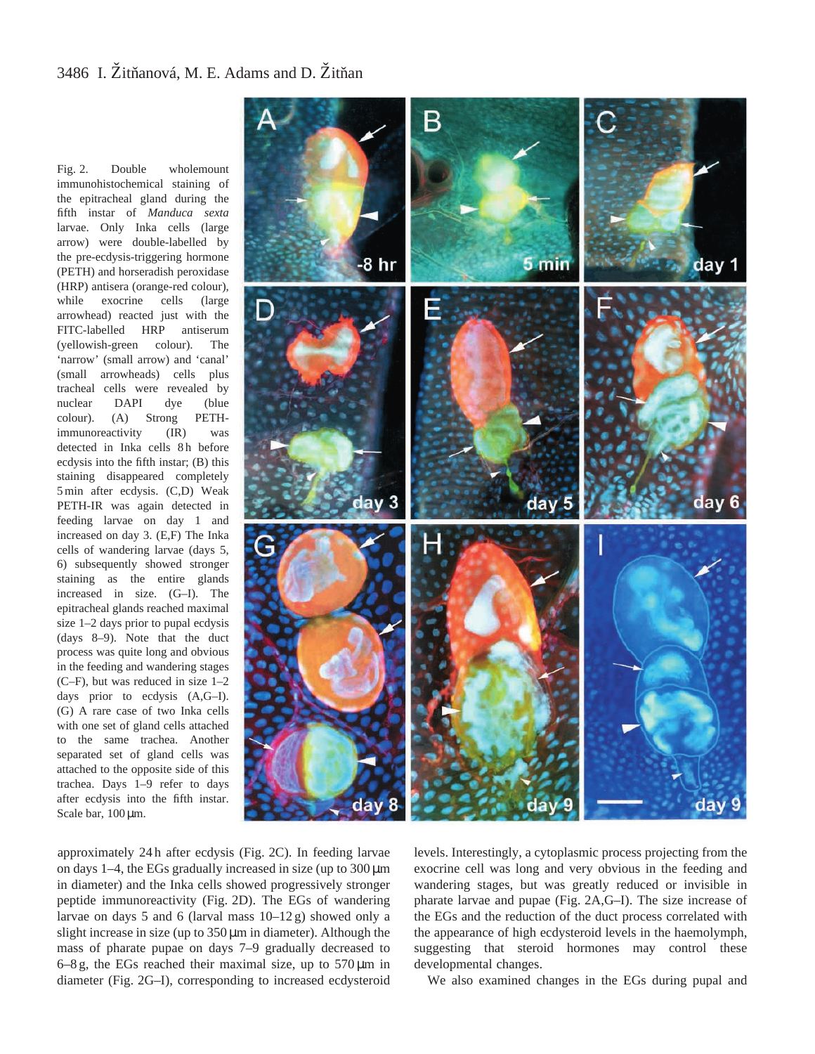Fig. 2. Double wholemount immunohistochemical staining of the epitracheal gland during the fifth instar of *Manduca sexta* larvae. Only Inka cells (large arrow) were double-labelled by the pre-ecdysis-triggering hormone (PETH) and horseradish peroxidase (HRP) antisera (orange-red colour), while exocrine cells (large arrowhead) reacted just with the FITC-labelled HRP antiserum (yellowish-green colour). The 'narrow' (small arrow) and 'canal' (small arrowheads) cells plus tracheal cells were revealed by nuclear DAPI dye (blue colour). (A) Strong PETH-immunoreactivity (IR) was detected in Inka cells 8 h before ecdysis into the fifth instar; (B) this staining disappeared completely 5 min after ecdysis. (C,D) Weak PETH-IR was again detected in feeding larvae on day 1 and increased on day 3. (E,F) The Inka cells of wandering larvae (days 5, 6) subsequently showed stronger staining as the entire glands increased in size. (G–I). The epitracheal glands reached maximal size 1–2 days prior to pupal ecdysis (days 8–9). Note that the duct process was quite long and obvious in the feeding and wandering stages (C–F), but was reduced in size 1–2 days prior to ecdysis (A,G–I). (G) A rare case of two Inka cells with one set of gland cells attached to the same trachea. Another separated set of gland cells was attached to the opposite side of this trachea. Days 1–9 refer to days after ecdysis into the fifth instar. Scale bar, 100 μm.

approximately 24 h after ecdysis (Fig. 2C). In feeding larvae on days 1–4, the EGs gradually increased in size (up to 300 μm in diameter) and the Inka cells showed progressively stronger peptide immunoreactivity (Fig. 2D). The EGs of wandering larvae on days 5 and 6 (larval mass 10–12 g) showed only a slight increase in size (up to 350 μm in diameter). Although the mass of pharate pupae on days 7–9 gradually decreased to 6–8 g, the EGs reached their maximal size, up to 570 μm in diameter (Fig. 2G–I), corresponding to increased ecdysteroid levels. Interestingly, a cytoplasmic process projecting from the exocrine cell was long and very obvious in the feeding and wandering stages, but was greatly reduced or invisible in pharate larvae and pupae (Fig. 2A,G–I). The size increase of the EGs and the reduction of the duct process correlated with the appearance of high ecdysteroid levels in the haemolymph, suggesting that steroid hormones may control these developmental changes.

We also examined changes in the EGs during pupal and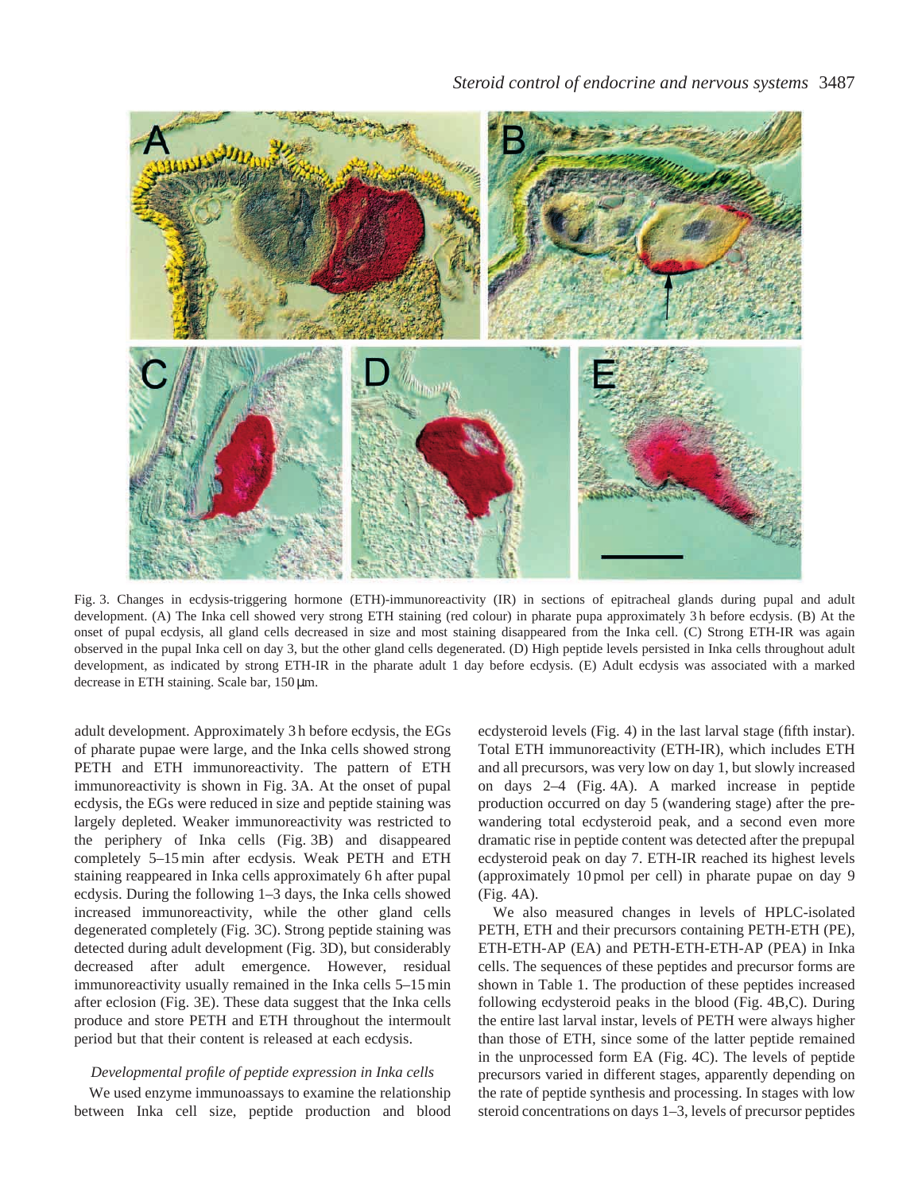Fig. 3. Changes in ecdysis-triggering hormone (ETH)-immunoreactivity (IR) in sections of epitracheal glands during pupal and adult development. (A) The Inka cell showed very strong ETH staining (red colour) in pharate pupa approximately 3 h before ecdysis. (B) At the onset of pupal ecdysis, all gland cells decreased in size and most staining disappeared from the Inka cell. (C) Strong ETH-IR was again observed in the pupal Inka cell on day 3, but the other gland cells degenerated. (D) High peptide levels persisted in Inka cells throughout adult development, as indicated by strong ETH-IR in the pharate adult 1 day before ecdysis. (E) Adult ecdysis was associated with a marked decrease in ETH staining. Scale bar, 150 µm.

adult development. Approximately 3 h before ecdysis, the EGs of pharate pupae were large, and the Inka cells showed strong PETH and ETH immunoreactivity. The pattern of ETH immunoreactivity is shown in Fig. 3A. At the onset of pupal ecdysis, the EGs were reduced in size and peptide staining was largely depleted. Weaker immunoreactivity was restricted to the periphery of Inka cells (Fig. 3B) and disappeared completely 5–15 min after ecdysis. Weak PETH and ETH staining reappeared in Inka cells approximately 6 h after pupal ecdysis. During the following 1–3 days, the Inka cells showed increased immunoreactivity, while the other gland cells degenerated completely (Fig. 3C). Strong peptide staining was detected during adult development (Fig. 3D), but considerably decreased after adult emergence. However, residual immunoreactivity usually remained in the Inka cells 5–15 min after eclosion (Fig. 3E). These data suggest that the Inka cells produce and store PETH and ETH throughout the intermoult period but that their content is released at each ecdysis.

### *Developmental profile of peptide expression in Inka cells*

We used enzyme immunoassays to examine the relationship between Inka cell size, peptide production and blood ecdysteroid levels (Fig. 4) in the last larval stage (fifth instar). Total ETH immunoreactivity (ETH-IR), which includes ETH and all precursors, was very low on day 1, but slowly increased on days 2–4 (Fig. 4A). A marked increase in peptide production occurred on day 5 (wandering stage) after the pre-wandering total ecdysteroid peak, and a second even more dramatic rise in peptide content was detected after the prepupal ecdysteroid peak on day 7. ETH-IR reached its highest levels (approximately 10 pmol per cell) in pharate pupae on day 9 (Fig. 4A).

We also measured changes in levels of HPLC-isolated PETH, ETH and their precursors containing PETH-ETH (PE), ETH-ETH-AP (EA) and PETH-ETH-ETH-AP (PEA) in Inka cells. The sequences of these peptides and precursor forms are shown in Table 1. The production of these peptides increased following ecdysteroid peaks in the blood (Fig. 4B,C). During the entire last larval instar, levels of PETH were always higher than those of ETH, since some of the latter peptide remained in the unprocessed form EA (Fig. 4C). The levels of peptide precursors varied in different stages, apparently depending on the rate of peptide synthesis and processing. In stages with low steroid concentrations on days 1–3, levels of precursor peptides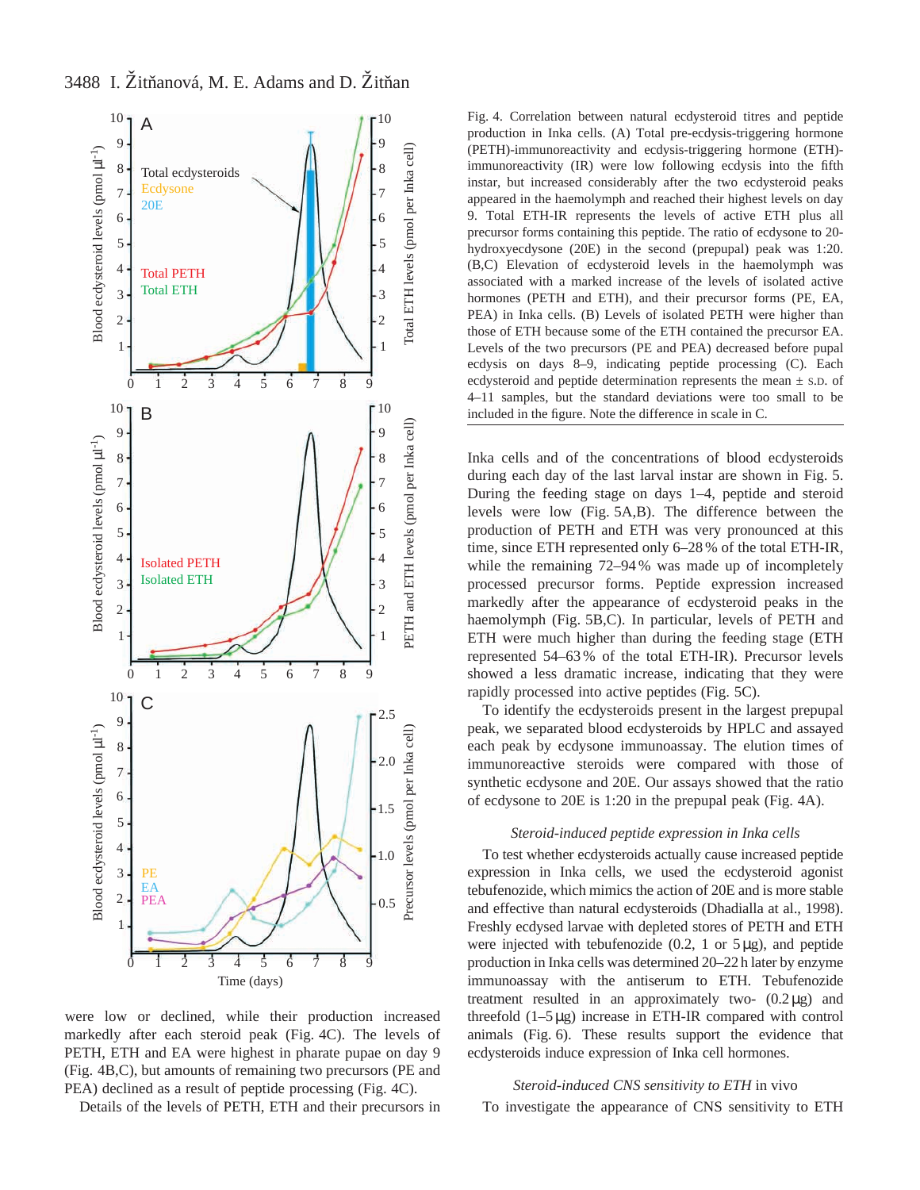Fig. 4. Correlation between natural ecdysteroid titres and peptide production in Inka cells. (A) Total pre-ecdysis-triggering hormone (PETH)-immunoreactivity and ecdysis-triggering hormone (ETH)-immunoreactivity (IR) were low following ecdysis into the fifth instar, but increased considerably after the two ecdysteroid peaks appeared in the haemolymph and reached their highest levels on day 9. Total ETH-IR represents the levels of active ETH plus all precursor forms containing this peptide. The ratio of ecdysone to 20-hydroxyecdysone (20E) in the second (prepupal) peak was 1:20. (B,C) Elevation of ecdysteroid levels in the haemolymph was associated with a marked increase of the levels of isolated active hormones (PETH and ETH), and their precursor forms (PE, EA, PEA) in Inka cells. (B) Levels of isolated PETH were higher than those of ETH because some of the ETH contained the precursor EA. Levels of the two precursors (PE and PEA) decreased before pupal ecdysis on days 8–9, indicating peptide processing (C). Each ecdysteroid and peptide determination represents the mean ± S.D. of 4–11 samples, but the standard deviations were too small to be included in the figure. Note the difference in scale in C.

were low or declined, while their production increased markedly after each steroid peak (Fig. 4C). The levels of PETH, ETH and EA were highest in pharate pupae on day 9 (Fig. 4B,C), but amounts of remaining two precursors (PE and PEA) declined as a result of peptide processing (Fig. 4C).

Details of the levels of PETH, ETH and their precursors in Inka cells and of the concentrations of blood ecdysteroids during each day of the last larval instar are shown in Fig. 5. During the feeding stage on days 1–4, peptide and steroid levels were low (Fig. 5A,B). The difference between the production of PETH and ETH was very pronounced at this time, since ETH represented only 6–28 % of the total ETH-IR, while the remaining 72–94 % was made up of incompletely processed precursor forms. Peptide expression increased markedly after the appearance of ecdysteroid peaks in the haemolymph (Fig. 5B,C). In particular, levels of PETH and ETH were much higher than during the feeding stage (ETH represented 54–63 % of the total ETH-IR). Precursor levels showed a less dramatic increase, indicating that they were rapidly processed into active peptides (Fig. 5C).

To identify the ecdysteroids present in the largest prepupal peak, we separated blood ecdysteroids by HPLC and assayed each peak by ecdysone immunoassay. The elution times of immunoreactive steroids were compared with those of synthetic ecdysone and 20E. Our assays showed that the ratio of ecdysone to 20E is 1:20 in the prepupal peak (Fig. 4A).

### *Steroid-induced peptide expression in Inka cells*

To test whether ecdysteroids actually cause increased peptide expression in Inka cells, we used the ecdysteroid agonist tebufenozide, which mimics the action of 20E and is more stable and effective than natural ecdysteroids (Dhadialla et al., 1998). Freshly ecdysed larvae with depleted stores of PETH and ETH were injected with tebufenozide (0.2, 1 or 5 μg), and peptide production in Inka cells was determined 20–22 h later by enzyme immunoassay with the antiserum to ETH. Tebufenozide treatment resulted in an approximately two- (0.2 μg) and threefold (1–5 μg) increase in ETH-IR compared with control animals (Fig. 6). These results support the evidence that ecdysteroids induce expression of Inka cell hormones.

### *Steroid-induced CNS sensitivity to ETH* in vivo

To investigate the appearance of CNS sensitivity to ETH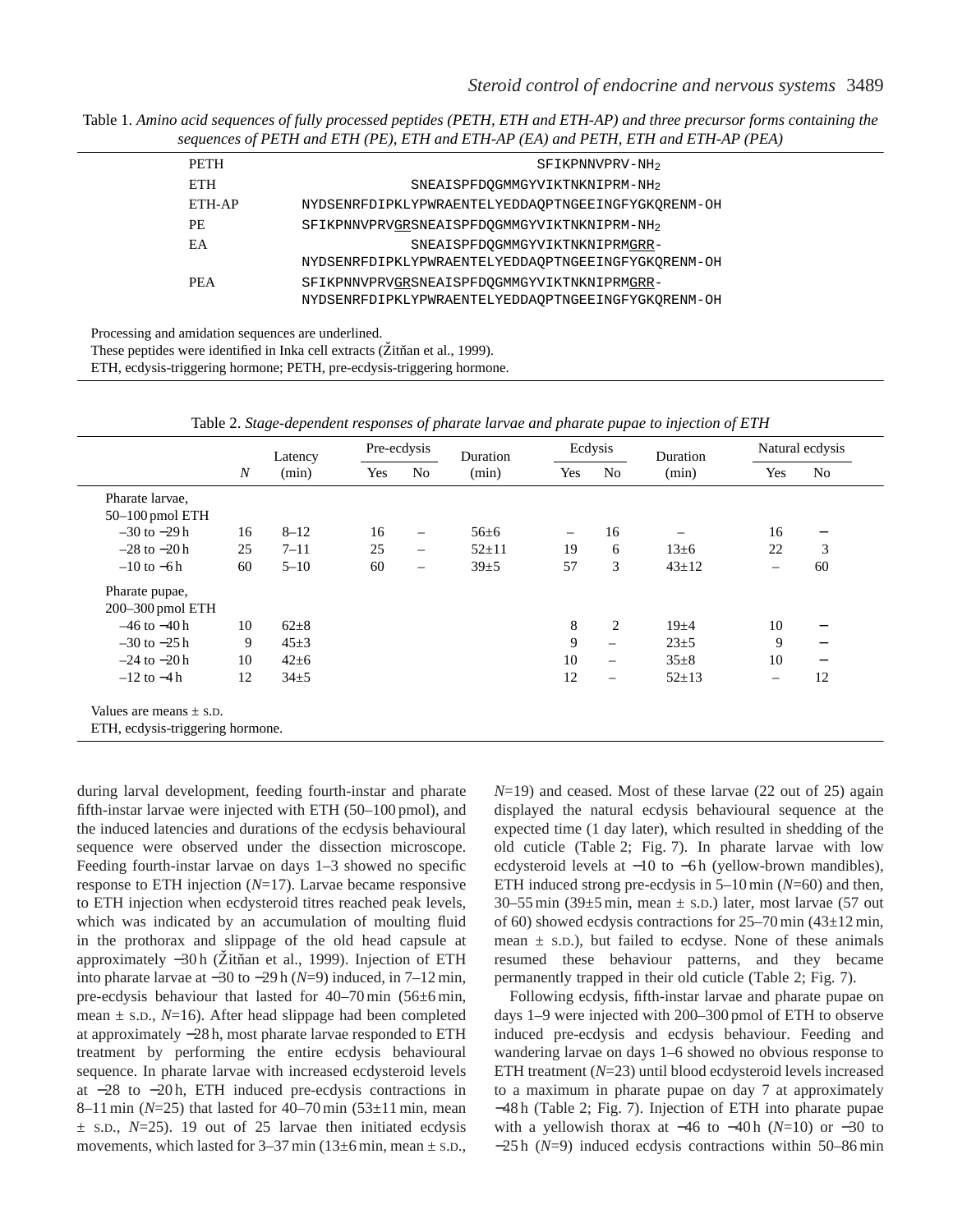Table 1. *Amino acid sequences of fully processed peptides (PETH, ETH and ETH-AP) and three precursor forms containing the sequences of PETH and ETH (PE), ETH and ETH-AP (EA) and PETH, ETH and ETH-AP (PEA)*

| | |
|---|---|
| PETH | SFIKPNNVPRV-$NH_2$ |
| ETH | SNEAISPFDQGMMGYVIKTNKNIPRM-$NH_2$ |
| ETH-AP | NYDSENRFDIPKLYPWRAENTELYEDDAQPTNGEEINGFYGKQRENM-OH |
| PE | SFIKPNNVPRV<u>GR</u>SNEAISPFDQGMMGYVIKTNKNIPRM-$NH_2$ |
| EA | SNEAISPFDQGMMGYVIKTNKNIPRM<u>GRR</u>-NYDSENRFDIPKLYPWRAENTELYEDDAQPTNGEEINGFYGKQRENM-OH |
| PEA | SFIKPNNVPRV<u>GR</u>SNEAISPFDQGMMGYVIKTNKNIPRM<u>GRR</u>-NYDSENRFDIPKLYPWRAENTELYEDDAQPTNGEEINGFYGKQRENM-OH |

Processing and amidation sequences are underlined.
These peptides were identified in Inka cell extracts (Žitňan et al., 1999).
ETH, ecdysis-triggering hormone; PETH, pre-ecdysis-triggering hormone.

Table 2. *Stage-dependent responses of pharate larvae and pharate pupae to injection of ETH*

| | | Latency | Pre-ecdysis | | Duration | Ecdysis | | Duration | Natural ecdysis | |
|---|---|---|---|---|---|---|---|---|---|---|
| | *N* | (min) | Yes | No | (min) | Yes | No | (min) | Yes | No |
| Pharate larvae, 50–100 pmol ETH | | | | | | | | | | |
| −30 to −29 h | 16 | 8–12 | 16 | – | 56±6 | – | 16 | – | 16 | – |
| −28 to −20 h | 25 | 7–11 | 25 | – | 52±11 | 19 | 6 | 13±6 | 22 | 3 |
| −10 to −6 h | 60 | 5–10 | 60 | – | 39±5 | 57 | 3 | 43±12 | – | 60 |
| Pharate pupae, 200–300 pmol ETH | | | | | | | | | | |
| −46 to −40 h | 10 | 62±8 | | | | 8 | 2 | 19±4 | 10 | – |
| −30 to −25 h | 9 | 45±3 | | | | 9 | – | 23±5 | 9 | – |
| −24 to −20 h | 10 | 42±6 | | | | 10 | – | 35±8 | 10 | – |
| −12 to −4 h | 12 | 34±5 | | | | 12 | – | 52±13 | – | 12 |

Values are means ± S.D.
ETH, ecdysis-triggering hormone.

during larval development, feeding fourth-instar and pharate fifth-instar larvae were injected with ETH (50–100 pmol), and the induced latencies and durations of the ecdysis behavioural sequence were observed under the dissection microscope. Feeding fourth-instar larvae on days 1–3 showed no specific response to ETH injection (*N*=17). Larvae became responsive to ETH injection when ecdysteroid titres reached peak levels, which was indicated by an accumulation of moulting fluid in the prothorax and slippage of the old head capsule at approximately −30 h (Žitňan et al., 1999). Injection of ETH into pharate larvae at −30 to −29 h (*N*=9) induced, in 7–12 min, pre-ecdysis behaviour that lasted for 40–70 min (56±6 min, mean ± S.D., *N*=16). After head slippage had been completed at approximately −28 h, most pharate larvae responded to ETH treatment by performing the entire ecdysis behavioural sequence. In pharate larvae with increased ecdysteroid levels at −28 to −20 h, ETH induced pre-ecdysis contractions in 8–11 min (*N*=25) that lasted for 40–70 min (53±11 min, mean ± S.D., *N*=25). 19 out of 25 larvae then initiated ecdysis movements, which lasted for 3–37 min (13±6 min, mean ± S.D., *N*=19) and ceased. Most of these larvae (22 out of 25) again displayed the natural ecdysis behavioural sequence at the expected time (1 day later), which resulted in shedding of the old cuticle (Table 2; Fig. 7). In pharate larvae with low ecdysteroid levels at −10 to −6 h (yellow-brown mandibles), ETH induced strong pre-ecdysis in 5–10 min (*N*=60) and then, 30–55 min (39±5 min, mean ± S.D.) later, most larvae (57 out of 60) showed ecdysis contractions for 25–70 min (43±12 min, mean ± S.D.), but failed to ecdyse. None of these animals resumed these behaviour patterns, and they became permanently trapped in their old cuticle (Table 2; Fig. 7).

Following ecdysis, fifth-instar larvae and pharate pupae on days 1–9 were injected with 200–300 pmol of ETH to observe induced pre-ecdysis and ecdysis behaviour. Feeding and wandering larvae on days 1–6 showed no obvious response to ETH treatment (*N*=23) until blood ecdysteroid levels increased to a maximum in pharate pupae on day 7 at approximately −48 h (Table 2; Fig. 7). Injection of ETH into pharate pupae with a yellowish thorax at −46 to −40 h (*N*=10) or −30 to −25 h (*N*=9) induced ecdysis contractions within 50–86 min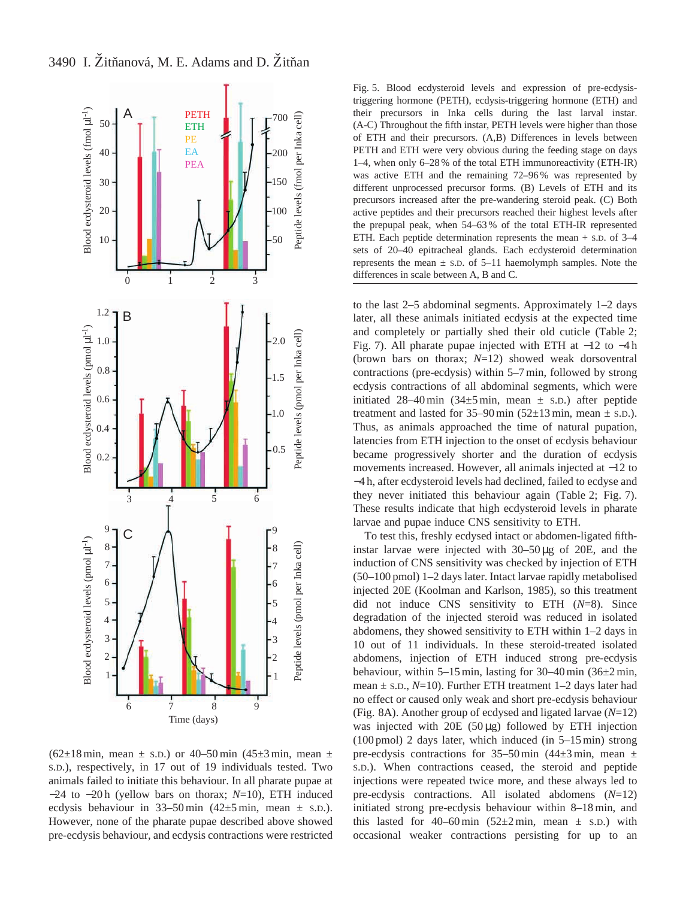Fig. 5. Blood ecdysteroid levels and expression of pre-ecdysis-triggering hormone (PETH), ecdysis-triggering hormone (ETH) and their precursors in Inka cells during the last larval instar. (A-C) Throughout the fifth instar, PETH levels were higher than those of ETH and their precursors. (A,B) Differences in levels between PETH and ETH were very obvious during the feeding stage on days 1–4, when only 6–28 % of the total ETH immunoreactivity (ETH-IR) was active ETH and the remaining 72–96 % was represented by different unprocessed precursor forms. (B) Levels of ETH and its precursors increased after the pre-wandering steroid peak. (C) Both active peptides and their precursors reached their highest levels after the prepupal peak, when 54–63 % of the total ETH-IR represented ETH. Each peptide determination represents the mean + S.D. of 3–4 sets of 20–40 epitracheal glands. Each ecdysteroid determination represents the mean ± S.D. of 5–11 haemolymph samples. Note the differences in scale between A, B and C.

(62±18 min, mean ± S.D.) or 40–50 min (45±3 min, mean ± S.D.), respectively, in 17 out of 19 individuals tested. Two animals failed to initiate this behaviour. In all pharate pupae at −24 to −20 h (yellow bars on thorax; *N*=10), ETH induced ecdysis behaviour in 33–50 min (42±5 min, mean ± S.D.). However, none of the pharate pupae described above showed pre-ecdysis behaviour, and ecdysis contractions were restricted to the last 2–5 abdominal segments. Approximately 1–2 days later, all these animals initiated ecdysis at the expected time and completely or partially shed their old cuticle (Table 2; Fig. 7). All pharate pupae injected with ETH at −12 to −4 h (brown bars on thorax; *N*=12) showed weak dorsoventral contractions (pre-ecdysis) within 5–7 min, followed by strong ecdysis contractions of all abdominal segments, which were initiated 28–40 min (34±5 min, mean ± S.D.) after peptide treatment and lasted for 35–90 min (52±13 min, mean ± S.D.). Thus, as animals approached the time of natural pupation, latencies from ETH injection to the onset of ecdysis behaviour became progressively shorter and the duration of ecdysis movements increased. However, all animals injected at −12 to −4 h, after ecdysteroid levels had declined, failed to ecdyse and they never initiated this behaviour again (Table 2; Fig. 7). These results indicate that high ecdysteroid levels in pharate larvae and pupae induce CNS sensitivity to ETH.

To test this, freshly ecdysed intact or abdomen-ligated fifth-instar larvae were injected with 30–50 μg of 20E, and the induction of CNS sensitivity was checked by injection of ETH (50–100 pmol) 1–2 days later. Intact larvae rapidly metabolised injected 20E (Koolman and Karlson, 1985), so this treatment did not induce CNS sensitivity to ETH (*N*=8). Since degradation of the injected steroid was reduced in isolated abdomens, they showed sensitivity to ETH within 1–2 days in 10 out of 11 individuals. In these steroid-treated isolated abdomens, injection of ETH induced strong pre-ecdysis behaviour, within 5–15 min, lasting for 30–40 min (36±2 min, mean ± S.D., *N*=10). Further ETH treatment 1–2 days later had no effect or caused only weak and short pre-ecdysis behaviour (Fig. 8A). Another group of ecdysed and ligated larvae (*N*=12) was injected with 20E (50 μg) followed by ETH injection (100 pmol) 2 days later, which induced (in 5–15 min) strong pre-ecdysis contractions for 35–50 min (44±3 min, mean ± S.D.). When contractions ceased, the steroid and peptide injections were repeated twice more, and these always led to pre-ecdysis contractions. All isolated abdomens (*N*=12) initiated strong pre-ecdysis behaviour within 8–18 min, and this lasted for 40–60 min (52±2 min, mean ± S.D.) with occasional weaker contractions persisting for up to an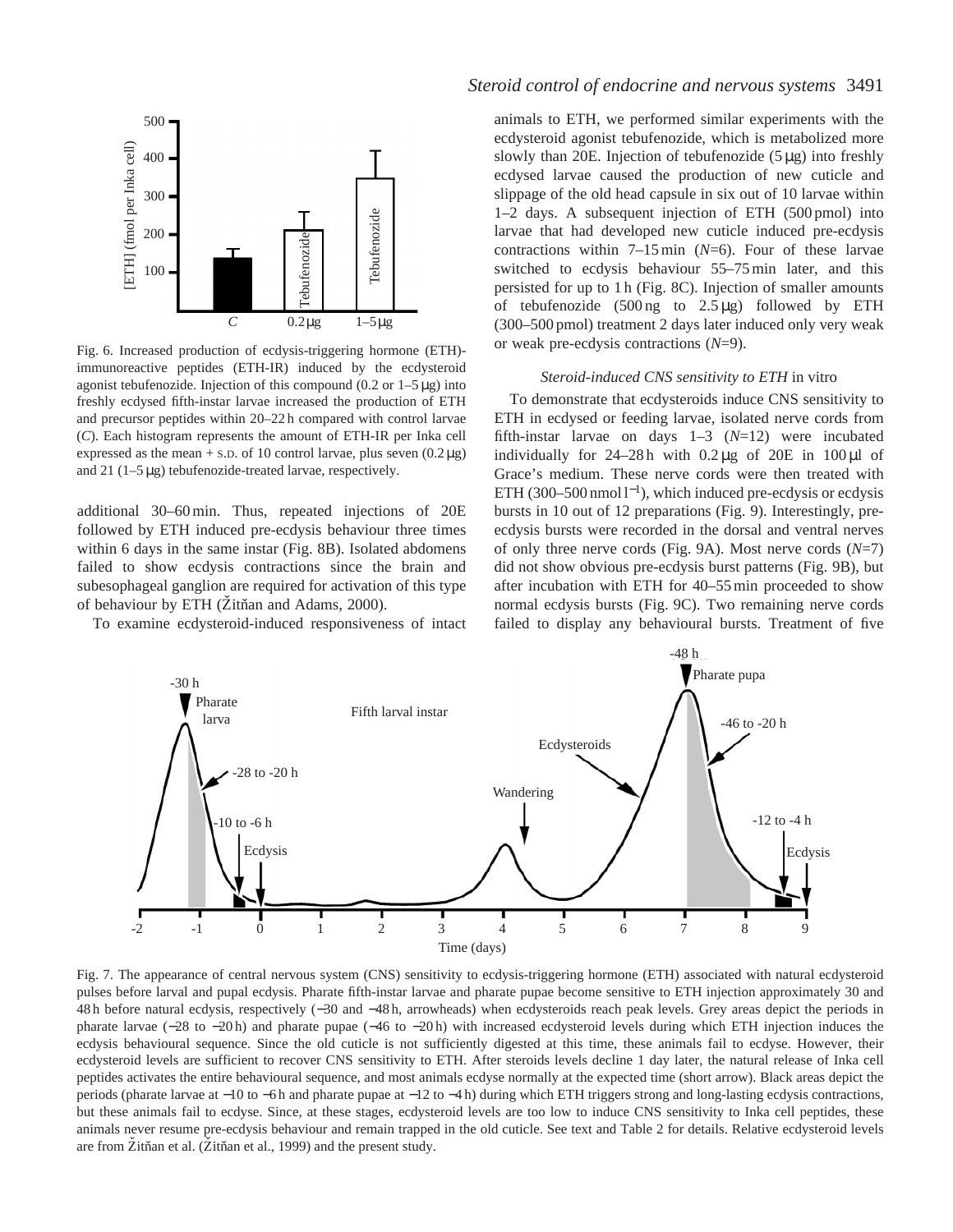Fig. 6. Increased production of ecdysis-triggering hormone (ETH)-immunoreactive peptides (ETH-IR) induced by the ecdysteroid agonist tebufenozide. Injection of this compound (0.2 or 1–5 μg) into freshly ecdysed fifth-instar larvae increased the production of ETH and precursor peptides within 20–22 h compared with control larvae (*C*). Each histogram represents the amount of ETH-IR per Inka cell expressed as the mean + S.D. of 10 control larvae, plus seven (0.2 μg) and 21 (1–5 μg) tebufenozide-treated larvae, respectively.

additional 30–60 min. Thus, repeated injections of 20E followed by ETH induced pre-ecdysis behaviour three times within 6 days in the same instar (Fig. 8B). Isolated abdomens failed to show ecdysis contractions since the brain and subesophageal ganglion are required for activation of this type of behaviour by ETH (Žitňan and Adams, 2000).

To examine ecdysteroid-induced responsiveness of intact animals to ETH, we performed similar experiments with the ecdysteroid agonist tebufenozide, which is metabolized more slowly than 20E. Injection of tebufenozide (5 μg) into freshly ecdysed larvae caused the production of new cuticle and slippage of the old head capsule in six out of 10 larvae within 1–2 days. A subsequent injection of ETH (500 pmol) into larvae that had developed new cuticle induced pre-ecdysis contractions within 7–15 min (*N*=6). Four of these larvae switched to ecdysis behaviour 55–75 min later, and this persisted for up to 1 h (Fig. 8C). Injection of smaller amounts of tebufenozide (500 ng to 2.5 μg) followed by ETH (300–500 pmol) treatment 2 days later induced only very weak or weak pre-ecdysis contractions (*N*=9).

### *Steroid-induced CNS sensitivity to ETH* in vitro

To demonstrate that ecdysteroids induce CNS sensitivity to ETH in ecdysed or feeding larvae, isolated nerve cords from fifth-instar larvae on days 1–3 (*N*=12) were incubated individually for 24–28 h with 0.2 μg of 20E in 100 μl of Grace's medium. These nerve cords were then treated with ETH (300–500 nmol $l^{-1}$), which induced pre-ecdysis or ecdysis bursts in 10 out of 12 preparations (Fig. 9). Interestingly, pre-ecdysis bursts were recorded in the dorsal and ventral nerves of only three nerve cords (Fig. 9A). Most nerve cords (*N*=7) did not show obvious pre-ecdysis burst patterns (Fig. 9B), but after incubation with ETH for 40–55 min proceeded to show normal ecdysis bursts (Fig. 9C). Two remaining nerve cords failed to display any behavioural bursts. Treatment of five

Fig. 7. The appearance of central nervous system (CNS) sensitivity to ecdysis-triggering hormone (ETH) associated with natural ecdysteroid pulses before larval and pupal ecdysis. Pharate fifth-instar larvae and pharate pupae become sensitive to ETH injection approximately 30 and 48 h before natural ecdysis, respectively (−30 and −48 h, arrowheads) when ecdysteroids reach peak levels. Grey areas depict the periods in pharate larvae (−28 to −20 h) and pharate pupae (−46 to −20 h) with increased ecdysteroid levels during which ETH injection induces the ecdysis behavioural sequence. Since the old cuticle is not sufficiently digested at this time, these animals fail to ecdyse. However, their ecdysteroid levels are sufficient to recover CNS sensitivity to ETH. After steroids levels decline 1 day later, the natural release of Inka cell peptides activates the entire behavioural sequence, and most animals ecdyse normally at the expected time (short arrow). Black areas depict the periods (pharate larvae at −10 to −6 h and pharate pupae at −12 to −4 h) during which ETH triggers strong and long-lasting ecdysis contractions, but these animals fail to ecdyse. Since, at these stages, ecdysteroid levels are too low to induce CNS sensitivity to Inka cell peptides, these animals never resume pre-ecdysis behaviour and remain trapped in the old cuticle. See text and Table 2 for details. Relative ecdysteroid levels are from Žitňan et al. (Žitňan et al., 1999) and the present study.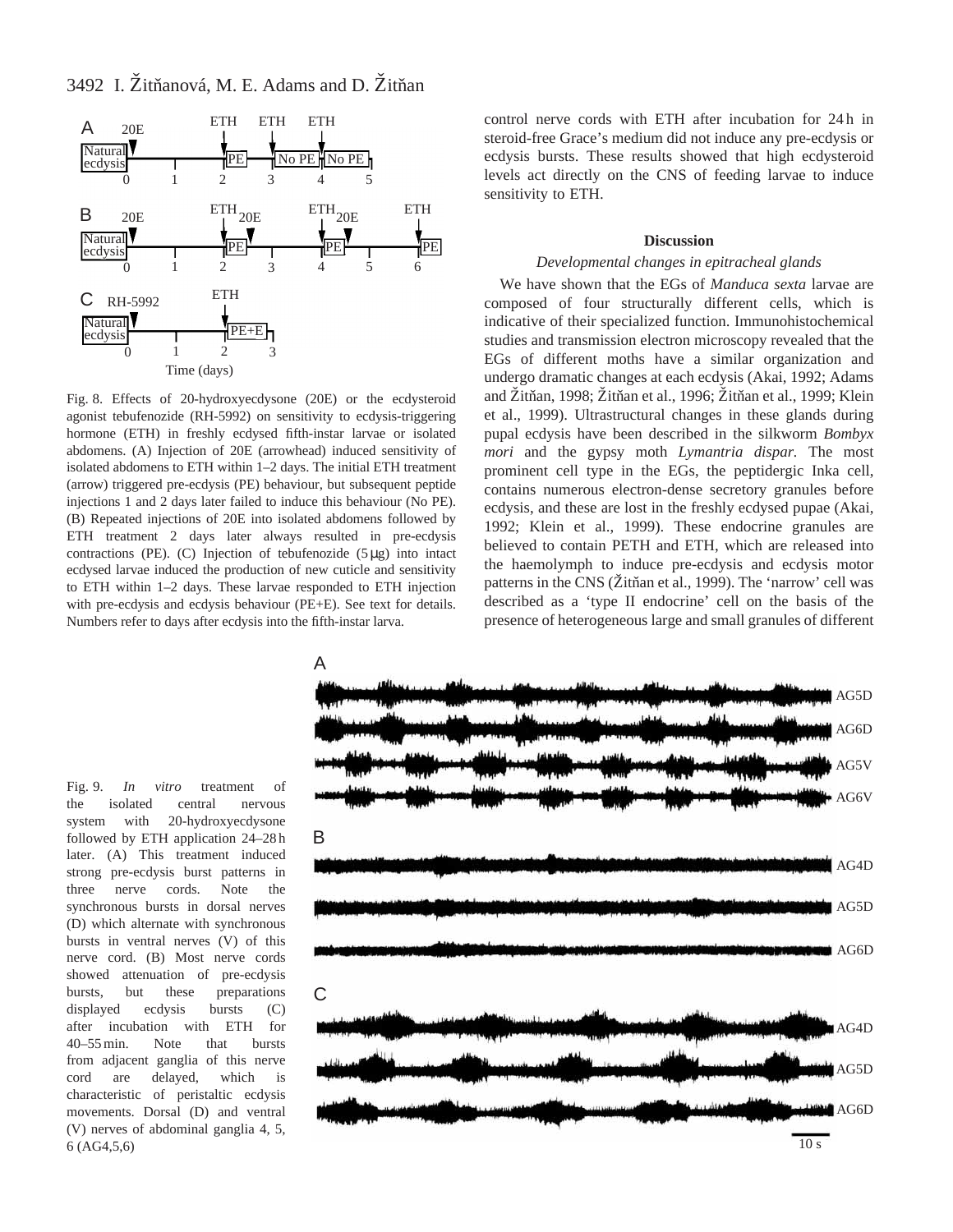Fig. 8. Effects of 20-hydroxyecdysone (20E) or the ecdysteroid agonist tebufenozide (RH-5992) on sensitivity to ecdysis-triggering hormone (ETH) in freshly ecdysed fifth-instar larvae or isolated abdomens. (A) Injection of 20E (arrowhead) induced sensitivity of isolated abdomens to ETH within 1–2 days. The initial ETH treatment (arrow) triggered pre-ecdysis (PE) behaviour, but subsequent peptide injections 1 and 2 days later failed to induce this behaviour (No PE). (B) Repeated injections of 20E into isolated abdomens followed by ETH treatment 2 days later always resulted in pre-ecdysis contractions (PE). (C) Injection of tebufenozide (5 μg) into intact ecdysed larvae induced the production of new cuticle and sensitivity to ETH within 1–2 days. These larvae responded to ETH injection with pre-ecdysis and ecdysis behaviour (PE+E). See text for details. Numbers refer to days after ecdysis into the fifth-instar larva.

control nerve cords with ETH after incubation for 24 h in steroid-free Grace's medium did not induce any pre-ecdysis or ecdysis bursts. These results showed that high ecdysteroid levels act directly on the CNS of feeding larvae to induce sensitivity to ETH.

## Discussion

### *Developmental changes in epitracheal glands*

We have shown that the EGs of *Manduca sexta* larvae are composed of four structurally different cells, which is indicative of their specialized function. Immunohistochemical studies and transmission electron microscopy revealed that the EGs of different moths have a similar organization and undergo dramatic changes at each ecdysis (Akai, 1992; Adams and Žitňan, 1998; Žitňan et al., 1996; Žitňan et al., 1999; Klein et al., 1999). Ultrastructural changes in these glands during pupal ecdysis have been described in the silkworm *Bombyx mori* and the gypsy moth *Lymantria dispar.* The most prominent cell type in the EGs, the peptidergic Inka cell, contains numerous electron-dense secretory granules before ecdysis, and these are lost in the freshly ecdysed pupae (Akai, 1992; Klein et al., 1999). These endocrine granules are believed to contain PETH and ETH, which are released into the haemolymph to induce pre-ecdysis and ecdysis motor patterns in the CNS (Žitňan et al., 1999). The 'narrow' cell was described as a 'type II endocrine' cell on the basis of the presence of heterogeneous large and small granules of different

Fig. 9. *In vitro* treatment of the isolated central nervous system with 20-hydroxyecdysone followed by ETH application 24–28 h later. (A) This treatment induced strong pre-ecdysis burst patterns in three nerve cords. Note the synchronous bursts in dorsal nerves (D) which alternate with synchronous bursts in ventral nerves (V) of this nerve cord. (B) Most nerve cords showed attenuation of pre-ecdysis bursts, but these preparations displayed ecdysis bursts (C) after incubation with ETH for 40–55 min. Note that bursts from adjacent ganglia of this nerve cord are delayed, which is characteristic of peristaltic ecdysis movements. Dorsal (D) and ventral (V) nerves of abdominal ganglia 4, 5, 6 (AG4,5,6)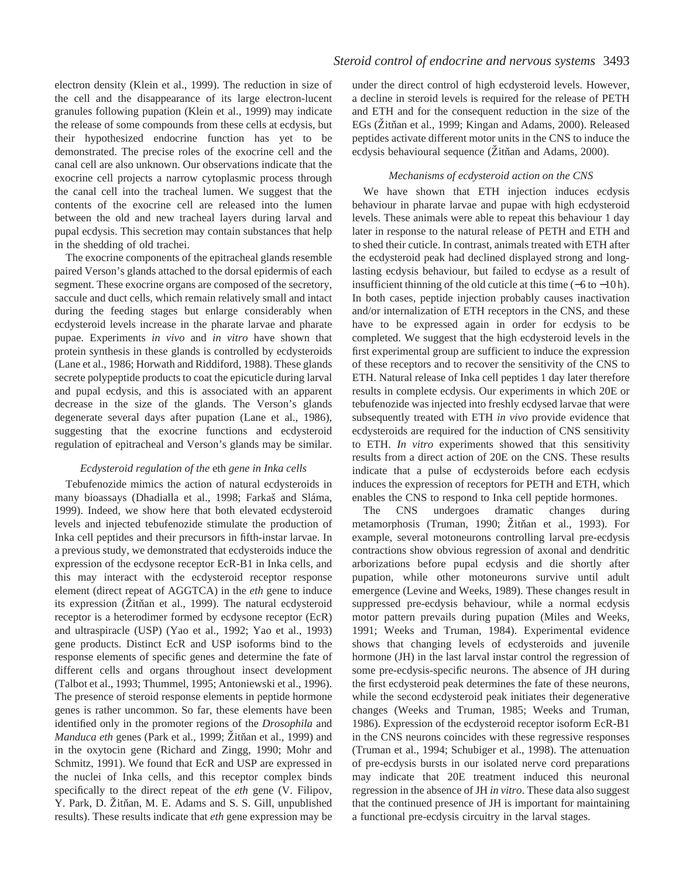electron density (Klein et al., 1999). The reduction in size of the cell and the disappearance of its large electron-lucent granules following pupation (Klein et al., 1999) may indicate the release of some compounds from these cells at ecdysis, but their hypothesized endocrine function has yet to be demonstrated. The precise roles of the exocrine cell and the canal cell are also unknown. Our observations indicate that the exocrine cell projects a narrow cytoplasmic process through the canal cell into the tracheal lumen. We suggest that the contents of the exocrine cell are released into the lumen between the old and new tracheal layers during larval and pupal ecdysis. This secretion may contain substances that help in the shedding of old trachei.

The exocrine components of the epitracheal glands resemble paired Verson's glands attached to the dorsal epidermis of each segment. These exocrine organs are composed of the secretory, saccule and duct cells, which remain relatively small and intact during the feeding stages but enlarge considerably when ecdysteroid levels increase in the pharate larvae and pharate pupae. Experiments *in vivo* and *in vitro* have shown that protein synthesis in these glands is controlled by ecdysteroids (Lane et al., 1986; Horwath and Riddiford, 1988). These glands secrete polypeptide products to coat the epicuticle during larval and pupal ecdysis, and this is associated with an apparent decrease in the size of the glands. The Verson's glands degenerate several days after pupation (Lane et al., 1986), suggesting that the exocrine functions and ecdysteroid regulation of epitracheal and Verson's glands may be similar.

### *Ecdysteroid regulation of the* eth *gene in Inka cells*

Tebufenozide mimics the action of natural ecdysteroids in many bioassays (Dhadialla et al., 1998; Farkaš and Sláma, 1999). Indeed, we show here that both elevated ecdysteroid levels and injected tebufenozide stimulate the production of Inka cell peptides and their precursors in fifth-instar larvae. In a previous study, we demonstrated that ecdysteroids induce the expression of the ecdysone receptor EcR-B1 in Inka cells, and this may interact with the ecdysteroid receptor response element (direct repeat of AGGTCA) in the *eth* gene to induce its expression (Žitňan et al., 1999). The natural ecdysteroid receptor is a heterodimer formed by ecdysone receptor (EcR) and ultraspiracle (USP) (Yao et al., 1992; Yao et al., 1993) gene products. Distinct EcR and USP isoforms bind to the response elements of specific genes and determine the fate of different cells and organs throughout insect development (Talbot et al., 1993; Thummel, 1995; Antoniewski et al., 1996). The presence of steroid response elements in peptide hormone genes is rather uncommon. So far, these elements have been identified only in the promoter regions of the *Drosophila* and *Manduca eth* genes (Park et al., 1999; Žitňan et al., 1999) and in the oxytocin gene (Richard and Zingg, 1990; Mohr and Schmitz, 1991). We found that EcR and USP are expressed in the nuclei of Inka cells, and this receptor complex binds specifically to the direct repeat of the *eth* gene (V. Filipov, Y. Park, D. Žitňan, M. E. Adams and S. S. Gill, unpublished results). These results indicate that *eth* gene expression may be under the direct control of high ecdysteroid levels. However, a decline in steroid levels is required for the release of PETH and ETH and for the consequent reduction in the size of the EGs (Žitňan et al., 1999; Kingan and Adams, 2000). Released peptides activate different motor units in the CNS to induce the ecdysis behavioural sequence (Žitňan and Adams, 2000).

### *Mechanisms of ecdysteroid action on the CNS*

We have shown that ETH injection induces ecdysis behaviour in pharate larvae and pupae with high ecdysteroid levels. These animals were able to repeat this behaviour 1 day later in response to the natural release of PETH and ETH and to shed their cuticle. In contrast, animals treated with ETH after the ecdysteroid peak had declined displayed strong and long-lasting ecdysis behaviour, but failed to ecdyse as a result of insufficient thinning of the old cuticle at this time (−6 to −10 h). In both cases, peptide injection probably causes inactivation and/or internalization of ETH receptors in the CNS, and these have to be expressed again in order for ecdysis to be completed. We suggest that the high ecdysteroid levels in the first experimental group are sufficient to induce the expression of these receptors and to recover the sensitivity of the CNS to ETH. Natural release of Inka cell peptides 1 day later therefore results in complete ecdysis. Our experiments in which 20E or tebufenozide was injected into freshly ecdysed larvae that were subsequently treated with ETH *in vivo* provide evidence that ecdysteroids are required for the induction of CNS sensitivity to ETH. *In vitro* experiments showed that this sensitivity results from a direct action of 20E on the CNS. These results indicate that a pulse of ecdysteroids before each ecdysis induces the expression of receptors for PETH and ETH, which enables the CNS to respond to Inka cell peptide hormones.

The CNS undergoes dramatic changes during metamorphosis (Truman, 1990; Žitňan et al., 1993). For example, several motoneurons controlling larval pre-ecdysis contractions show obvious regression of axonal and dendritic arborizations before pupal ecdysis and die shortly after pupation, while other motoneurons survive until adult emergence (Levine and Weeks, 1989). These changes result in suppressed pre-ecdysis behaviour, while a normal ecdysis motor pattern prevails during pupation (Miles and Weeks, 1991; Weeks and Truman, 1984). Experimental evidence shows that changing levels of ecdysteroids and juvenile hormone (JH) in the last larval instar control the regression of some pre-ecdysis-specific neurons. The absence of JH during the first ecdysteroid peak determines the fate of these neurons, while the second ecdysteroid peak initiates their degenerative changes (Weeks and Truman, 1985; Weeks and Truman, 1986). Expression of the ecdysteroid receptor isoform EcR-B1 in the CNS neurons coincides with these regressive responses (Truman et al., 1994; Schubiger et al., 1998). The attenuation of pre-ecdysis bursts in our isolated nerve cord preparations may indicate that 20E treatment induced this neuronal regression in the absence of JH *in vitro*. These data also suggest that the continued presence of JH is important for maintaining a functional pre-ecdysis circuitry in the larval stages.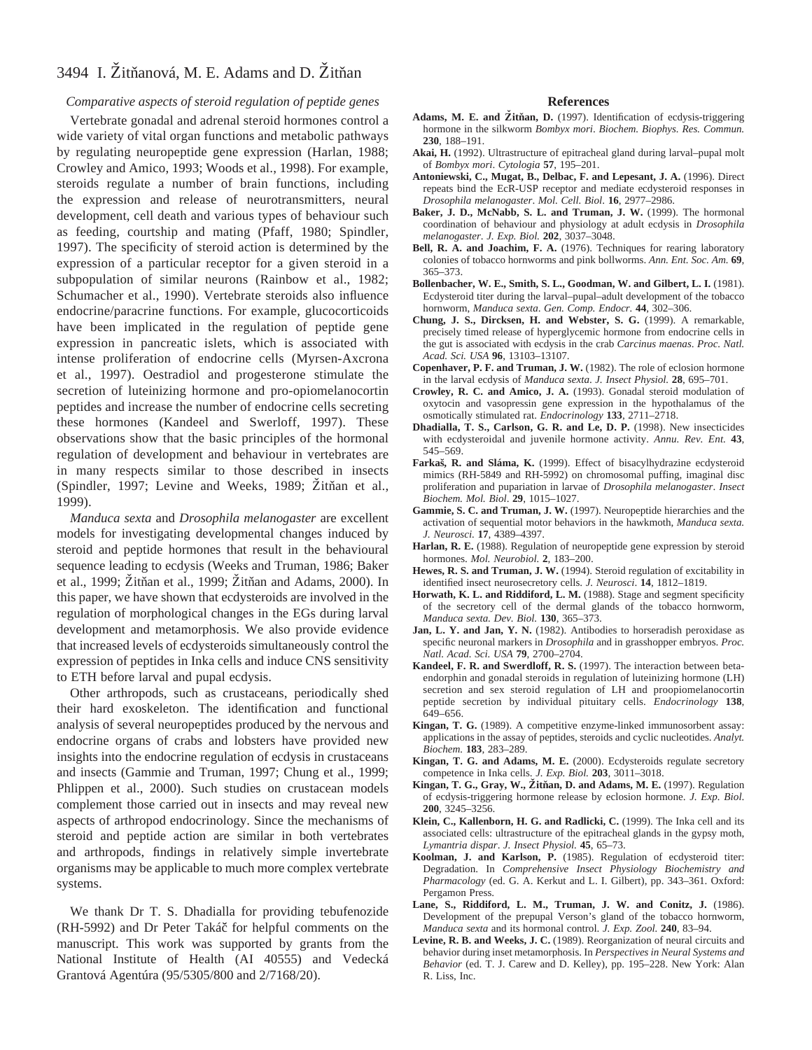*Comparative aspects of steroid regulation of peptide genes*

Vertebrate gonadal and adrenal steroid hormones control a wide variety of vital organ functions and metabolic pathways by regulating neuropeptide gene expression (Harlan, 1988; Crowley and Amico, 1993; Woods et al., 1998). For example, steroids regulate a number of brain functions, including the expression and release of neurotransmitters, neural development, cell death and various types of behaviour such as feeding, courtship and mating (Pfaff, 1980; Spindler, 1997). The specificity of steroid action is determined by the expression of a particular receptor for a given steroid in a subpopulation of similar neurons (Rainbow et al., 1982; Schumacher et al., 1990). Vertebrate steroids also influence endocrine/paracrine functions. For example, glucocorticoids have been implicated in the regulation of peptide gene expression in pancreatic islets, which is associated with intense proliferation of endocrine cells (Myrsen-Axcrona et al., 1997). Oestradiol and progesterone stimulate the secretion of luteinizing hormone and pro-opiomelanocortin peptides and increase the number of endocrine cells secreting these hormones (Kandeel and Swerloff, 1997). These observations show that the basic principles of the hormonal regulation of development and behaviour in vertebrates are in many respects similar to those described in insects (Spindler, 1997; Levine and Weeks, 1989; Žitňan et al., 1999).

*Manduca sexta* and *Drosophila melanogaster* are excellent models for investigating developmental changes induced by steroid and peptide hormones that result in the behavioural sequence leading to ecdysis (Weeks and Truman, 1986; Baker et al., 1999; Žitňan et al., 1999; Žitňan and Adams, 2000). In this paper, we have shown that ecdysteroids are involved in the regulation of morphological changes in the EGs during larval development and metamorphosis. We also provide evidence that increased levels of ecdysteroids simultaneously control the expression of peptides in Inka cells and induce CNS sensitivity to ETH before larval and pupal ecdysis.

Other arthropods, such as crustaceans, periodically shed their hard exoskeleton. The identification and functional analysis of several neuropeptides produced by the nervous and endocrine organs of crabs and lobsters have provided new insights into the endocrine regulation of ecdysis in crustaceans and insects (Gammie and Truman, 1997; Chung et al., 1999; Phlippen et al., 2000). Such studies on crustacean models complement those carried out in insects and may reveal new aspects of arthropod endocrinology. Since the mechanisms of steroid and peptide action are similar in both vertebrates and arthropods, findings in relatively simple invertebrate organisms may be applicable to much more complex vertebrate systems.

We thank Dr T. S. Dhadialla for providing tebufenozide (RH-5992) and Dr Peter Takáč for helpful comments on the manuscript. This work was supported by grants from the National Institute of Health (AI 40555) and Vedecká Grantová Agentúra (95/5305/800 and 2/7168/20).

## References

**Adams, M. E. and Žitňan, D.** (1997). Identification of ecdysis-triggering hormone in the silkworm *Bombyx mori*. *Biochem. Biophys. Res. Commun.* **230**, 188–191.

**Akai, H.** (1992). Ultrastructure of epitracheal gland during larval–pupal molt of *Bombyx mori*. *Cytologia* **57**, 195–201.

**Antoniewski, C., Mugat, B., Delbac, F. and Lepesant, J. A.** (1996). Direct repeats bind the EcR-USP receptor and mediate ecdysteroid responses in *Drosophila melanogaster*. *Mol. Cell. Biol*. **16**, 2977–2986.

**Baker, J. D., McNabb, S. L. and Truman, J. W.** (1999). The hormonal coordination of behaviour and physiology at adult ecdysis in *Drosophila melanogaster*. *J. Exp. Biol.* **202**, 3037–3048.

**Bell, R. A. and Joachim, F. A.** (1976). Techniques for rearing laboratory colonies of tobacco hornworms and pink bollworms. *Ann. Ent. Soc. Am.* **69**, 365–373.

**Bollenbacher, W. E., Smith, S. L., Goodman, W. and Gilbert, L. I.** (1981). Ecdysteroid titer during the larval–pupal–adult development of the tobacco hornworm, *Manduca sexta*. *Gen. Comp. Endocr.* **44**, 302–306.

**Chung, J. S., Dircksen, H. and Webster, S. G.** (1999). A remarkable, precisely timed release of hyperglycemic hormone from endocrine cells in the gut is associated with ecdysis in the crab *Carcinus maenas*. *Proc. Natl. Acad. Sci. USA* **96**, 13103–13107.

**Copenhaver, P. F. and Truman, J. W.** (1982). The role of eclosion hormone in the larval ecdysis of *Manduca sexta*. *J. Insect Physiol.* **28**, 695–701.

**Crowley, R. C. and Amico, J. A.** (1993). Gonadal steroid modulation of oxytocin and vasopressin gene expression in the hypothalamus of the osmotically stimulated rat. *Endocrinology* **133**, 2711–2718.

**Dhadialla, T. S., Carlson, G. R. and Le, D. P.** (1998). New insecticides with ecdysteroidal and juvenile hormone activity. *Annu. Rev. Ent.* **43**, 545–569.

**Farkaš, R. and Sláma, K.** (1999). Effect of bisacylhydrazine ecdysteroid mimics (RH-5849 and RH-5992) on chromosomal puffing, imaginal disc proliferation and pupariation in larvae of *Drosophila melanogaster*. *Insect Biochem. Mol. Biol*. **29**, 1015–1027.

**Gammie, S. C. and Truman, J. W.** (1997). Neuropeptide hierarchies and the activation of sequential motor behaviors in the hawkmoth, *Manduca sexta. J. Neurosci.* **17**, 4389–4397.

**Harlan, R. E.** (1988). Regulation of neuropeptide gene expression by steroid hormones. *Mol. Neurobiol.* **2**, 183–200.

**Hewes, R. S. and Truman, J. W.** (1994). Steroid regulation of excitability in identified insect neurosecretory cells. *J. Neurosci*. **14**, 1812–1819.

**Horwath, K. L. and Riddiford, L. M.** (1988). Stage and segment specificity of the secretory cell of the dermal glands of the tobacco hornworm, *Manduca sexta. Dev. Biol.* **130**, 365–373.

**Jan, L. Y. and Jan, Y. N.** (1982). Antibodies to horseradish peroxidase as specific neuronal markers in *Drosophila* and in grasshopper embryos. *Proc. Natl. Acad. Sci. USA* **79**, 2700–2704.

**Kandeel, F. R. and Swerdloff, R. S.** (1997). The interaction between beta-endorphin and gonadal steroids in regulation of luteinizing hormone (LH) secretion and sex steroid regulation of LH and proopiomelanocortin peptide secretion by individual pituitary cells. *Endocrinology* **138**, 649–656.

**Kingan, T. G.** (1989). A competitive enzyme-linked immunosorbent assay: applications in the assay of peptides, steroids and cyclic nucleotides. *Analyt. Biochem.* **183**, 283–289.

**Kingan, T. G. and Adams, M. E.** (2000). Ecdysteroids regulate secretory competence in Inka cells. *J. Exp. Biol.* **203**, 3011–3018.

**Kingan, T. G., Gray, W., Žitňan, D. and Adams, M. E.** (1997). Regulation of ecdysis-triggering hormone release by eclosion hormone. *J. Exp. Biol*. **200**, 3245–3256.

**Klein, C., Kallenborn, H. G. and Radlicki, C.** (1999). The Inka cell and its associated cells: ultrastructure of the epitracheal glands in the gypsy moth, *Lymantria dispar*. *J. Insect Physiol.* **45**, 65–73.

**Koolman, J. and Karlson, P.** (1985). Regulation of ecdysteroid titer: Degradation. In *Comprehensive Insect Physiology Biochemistry and Pharmacology* (ed. G. A. Kerkut and L. I. Gilbert), pp. 343–361. Oxford: Pergamon Press.

**Lane, S., Riddiford, L. M., Truman, J. W. and Conitz, J.** (1986). Development of the prepupal Verson's gland of the tobacco hornworm, *Manduca sexta* and its hormonal control. *J. Exp. Zool.* **240**, 83–94.

**Levine, R. B. and Weeks, J. C.** (1989). Reorganization of neural circuits and behavior during inset metamorphosis. In *Perspectives in Neural Systems and Behavior* (ed. T. J. Carew and D. Kelley), pp. 195–228. New York: Alan R. Liss, Inc.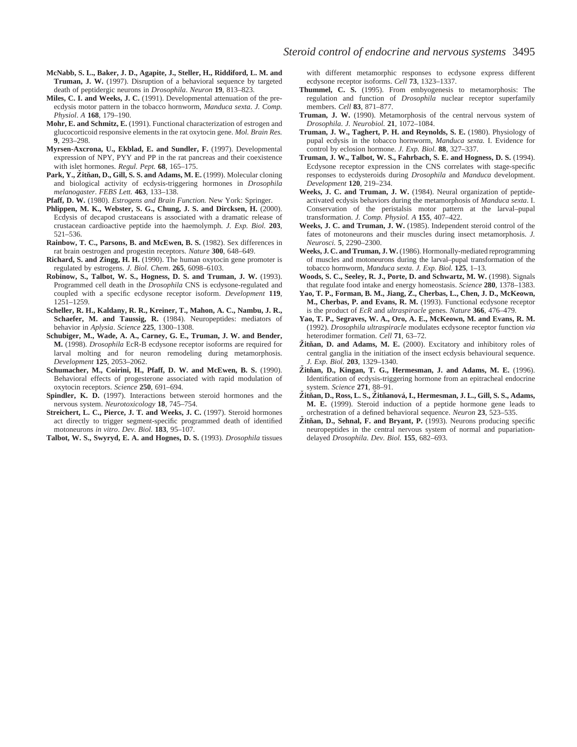**McNabb, S. L., Baker, J. D., Agapite, J., Steller, H., Riddiford, L. M. and Truman, J. W.** (1997). Disruption of a behavioral sequence by targeted death of peptidergic neurons in *Drosophila*. *Neuron* **19**, 813–823.

**Miles, C. I. and Weeks, J. C.** (1991). Developmental attenuation of the pre-ecdysis motor pattern in the tobacco hornworm, *Manduca sexta*. *J. Comp. Physiol. A* **168**, 179–190.

**Mohr, E. and Schmitz, E.** (1991). Functional characterization of estrogen and glucocorticoid responsive elements in the rat oxytocin gene. *Mol. Brain Res.* **9**, 293–298.

**Myrsen-Axcrona, U., Ekblad, E. and Sundler, F.** (1997). Developmental expression of NPY, PYY and PP in the rat pancreas and their coexistence with islet hormones. *Regul. Pept.* **68**, 165–175.

**Park, Y., Žitňan, D., Gill, S. S. and Adams, M. E.** (1999). Molecular cloning and biological activity of ecdysis-triggering hormones in *Drosophila melanogaster*. *FEBS Lett.* **463**, 133–138.

**Pfaff, D. W.** (1980). *Estrogens and Brain Function.* New York: Springer.

**Phlippen, M. K., Webster, S. G., Chung, J. S. and Dircksen, H.** (2000). Ecdysis of decapod crustaceans is associated with a dramatic release of crustacean cardioactive peptide into the haemolymph. *J. Exp. Biol.* **203**, 521–536.

**Rainbow, T. C., Parsons, B. and McEwen, B. S.** (1982). Sex differences in rat brain oestrogen and progestin receptors. *Nature* **300**, 648–649.

**Richard, S. and Zingg, H. H.** (1990). The human oxytocin gene promoter is regulated by estrogens. *J. Biol. Chem.* **265**, 6098–6103.

**Robinow, S., Talbot, W. S., Hogness, D. S. and Truman, J. W.** (1993). Programmed cell death in the *Drosophila* CNS is ecdysone-regulated and coupled with a specific ecdysone receptor isoform. *Development* **119**, 1251–1259.

**Scheller, R. H., Kaldany, R. R., Kreiner, T., Mahon, A. C., Nambu, J. R., Schaefer, M. and Taussig, R.** (1984). Neuropeptides: mediators of behavior in *Aplysia*. *Science* **225**, 1300–1308.

**Schubiger, M., Wade, A. A., Carney, G. E., Truman, J. W. and Bender, M.** (1998). *Drosophila* EcR-B ecdysone receptor isoforms are required for larval molting and for neuron remodeling during metamorphosis. *Development* **125**, 2053–2062.

**Schumacher, M., Coirini, H., Pfaff, D. W. and McEwen, B. S.** (1990). Behavioral effects of progesterone associated with rapid modulation of oxytocin receptors. *Science* **250**, 691–694.

**Spindler, K. D.** (1997). Interactions between steroid hormones and the nervous system. *Neurotoxicology* **18**, 745–754.

**Streichert, L. C., Pierce, J. T. and Weeks, J. C.** (1997). Steroid hormones act directly to trigger segment-specific programmed death of identified motoneurons *in vitro*. *Dev. Biol.* **183**, 95–107.

**Talbot, W. S., Swyryd, E. A. and Hognes, D. S.** (1993). *Drosophila* tissues with different metamorphic responses to ecdysone express different ecdysone receptor isoforms. *Cell* **73**, 1323–1337.

**Thummel, C. S.** (1995). From embyogenesis to metamorphosis: The regulation and function of *Drosophila* nuclear receptor superfamily members. *Cell* **83**, 871–877.

**Truman, J. W.** (1990). Metamorphosis of the central nervous system of *Drosophila*. *J. Neurobiol.* **21**, 1072–1084.

**Truman, J. W., Taghert, P. H. and Reynolds, S. E.** (1980). Physiology of pupal ecdysis in the tobacco hornworm, *Manduca sexta.* I. Evidence for control by eclosion hormone. *J. Exp. Biol.* **88**, 327–337.

**Truman, J. W., Talbot, W. S., Fahrbach, S. E. and Hogness, D. S.** (1994). Ecdysone receptor expression in the CNS correlates with stage-specific responses to ecdysteroids during *Drosophila* and *Manduca* development. *Development* **120**, 219–234.

**Weeks, J. C. and Truman, J. W.** (1984). Neural organization of peptide-activated ecdysis behaviors during the metamorphosis of *Manduca sexta*. I. Conservation of the peristalsis motor pattern at the larval–pupal transformation. *J. Comp. Physiol. A* **155**, 407–422.

**Weeks, J. C. and Truman, J. W.** (1985). Independent steroid control of the fates of motoneurons and their muscles during insect metamorphosis. *J. Neurosci.* **5**, 2290–2300.

**Weeks, J. C. and Truman, J. W.** (1986). Hormonally-mediated reprogramming of muscles and motoneurons during the larval–pupal transformation of the tobacco hornworm, *Manduca sexta*. *J. Exp. Biol.* **125**, 1–13.

**Woods, S. C., Seeley, R. J., Porte, D. and Schwartz, M. W.** (1998). Signals that regulate food intake and energy homeostasis. *Science* **280**, 1378–1383.

**Yao, T. P., Forman, B. M., Jiang, Z., Cherbas, L., Chen, J. D., McKeown, M., Cherbas, P. and Evans, R. M.** (1993). Functional ecdysone receptor is the product of *EcR* and *ultraspiracle* genes. *Nature* **366**, 476–479.

**Yao, T. P., Segraves, W. A., Oro, A. E., McKeown, M. and Evans, R. M.** (1992). *Drosophila ultraspiracle* modulates ecdysone receptor function *via* heterodimer formation. *Cell* **71**, 63–72.

**Žitňan, D. and Adams, M. E.** (2000). Excitatory and inhibitory roles of central ganglia in the initiation of the insect ecdysis behavioural sequence. *J. Exp. Biol.* **203**, 1329–1340.

**Žitňan, D., Kingan, T. G., Hermesman, J. and Adams, M. E.** (1996). Identification of ecdysis-triggering hormone from an epitracheal endocrine system. *Science* **271**, 88–91.

**Žitňan, D., Ross, L. S., Žitňanová, I., Hermesman, J. L., Gill, S. S., Adams, M. E.** (1999). Steroid induction of a peptide hormone gene leads to orchestration of a defined behavioral sequence. *Neuron* **23**, 523–535.

**Žitňan, D., Sehnal, F. and Bryant, P.** (1993). Neurons producing specific neuropeptides in the central nervous system of normal and pupariation-delayed *Drosophila*. *Dev. Biol.* **155**, 682–693.